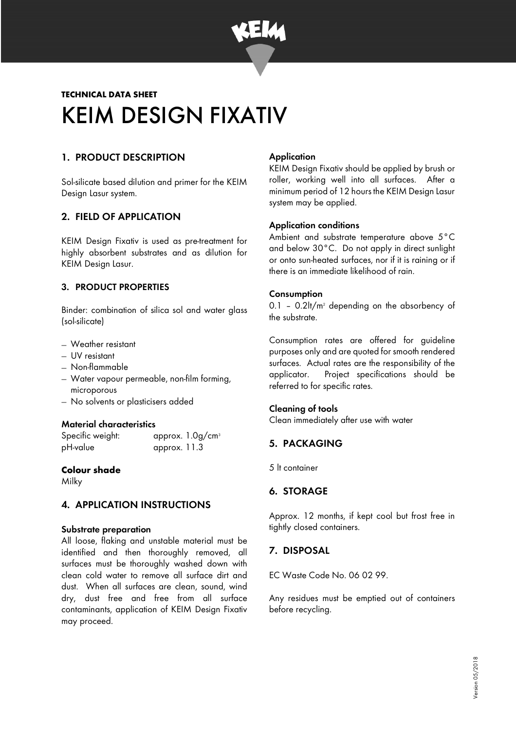**TECHNICAL DATA SHEET**

# KEIM DESIGN FIXATIV

## 1. PRODUCT DESCRIPTION

Sol-silicate based dilution and primer for the KEIM Design Lasur system.

## 2. FIELD OF APPLICATION

KEIM Design Fixativ is used as pre-treatment for highly absorbent substrates and as dilution for KEIM Design Lasur.

## 3. PRODUCT PROPERTIES

Binder: combination of silica sol and water glass (sol-silicate)

- Weather resistant
- UV resistant
- Non-flammable
- Water vapour permeable, non-film forming, microporous
- No solvents or plasticisers added

### Material characteristics

| | |
|---|---|
| Specific weight: | approx. 1.0g/cm$^3$ |
| pH-value | approx. 11.3 |

### Colour shade

Milky

## 4. APPLICATION INSTRUCTIONS

### Substrate preparation

All loose, flaking and unstable material must be identified and then thoroughly removed, all surfaces must be thoroughly washed down with clean cold water to remove all surface dirt and dust. When all surfaces are clean, sound, wind dry, dust free and free from all surface contaminants, application of KEIM Design Fixativ may proceed.

### Application

KEIM Design Fixativ should be applied by brush or roller, working well into all surfaces. After a minimum period of 12 hours the KEIM Design Lasur system may be applied.

### Application conditions

Ambient and substrate temperature above 5°C and below 30°C. Do not apply in direct sunlight or onto sun-heated surfaces, nor if it is raining or if there is an immediate likelihood of rain.

### Consumption

0.1 – 0.2lt/m$^2$ depending on the absorbency of the substrate.

Consumption rates are offered for guideline purposes only and are quoted for smooth rendered surfaces. Actual rates are the responsibility of the applicator. Project specifications should be referred to for specific rates.

### Cleaning of tools

Clean immediately after use with water

## 5. PACKAGING

5 lt container

## 6. STORAGE

Approx. 12 months, if kept cool but frost free in tightly closed containers.

## 7. DISPOSAL

EC Waste Code No. 06 02 99.

Any residues must be emptied out of containers before recycling.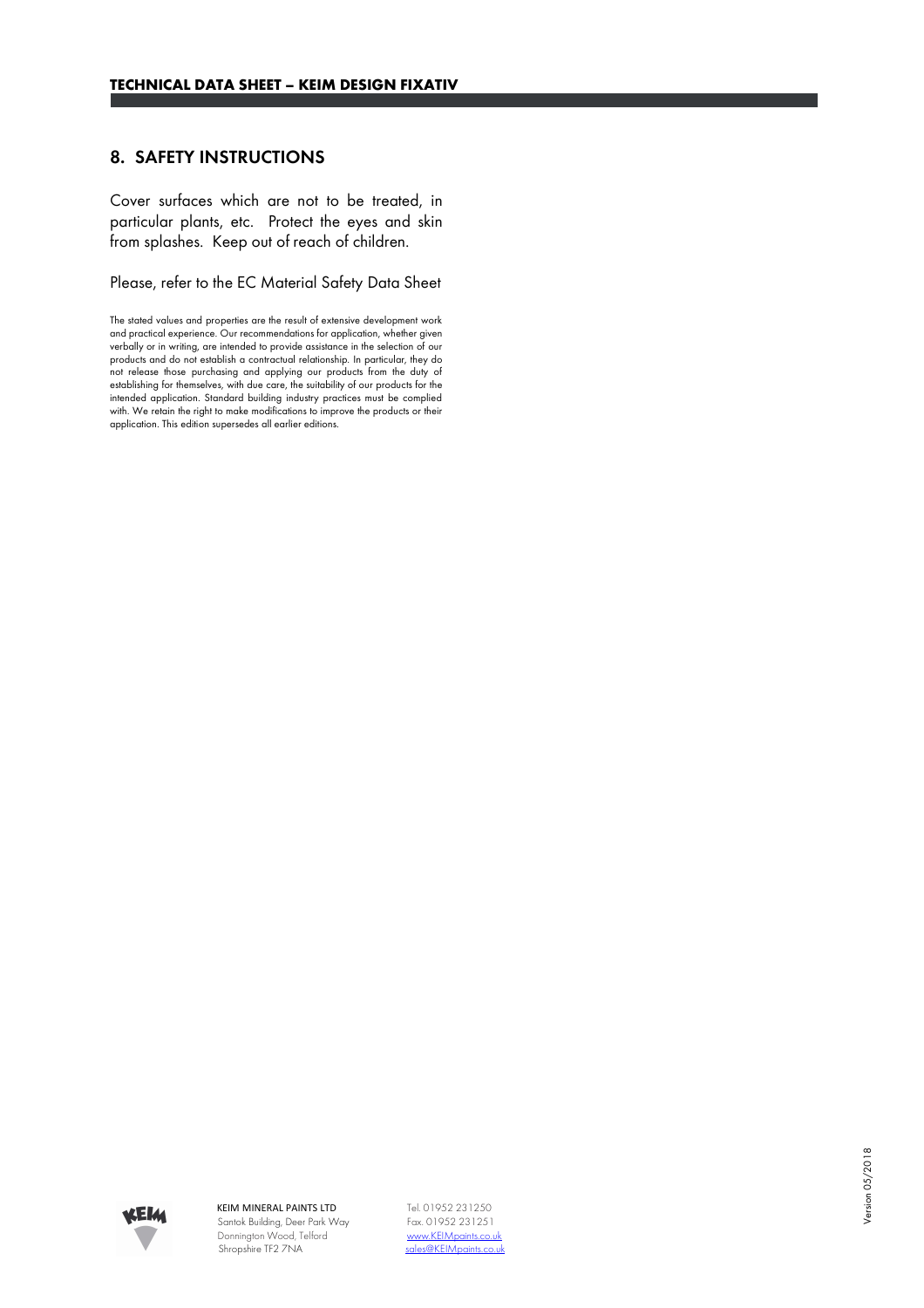## 8. SAFETY INSTRUCTIONS

Cover surfaces which are not to be treated, in particular plants, etc. Protect the eyes and skin from splashes. Keep out of reach of children.

Please, refer to the EC Material Safety Data Sheet

The stated values and properties are the result of extensive development work and practical experience. Our recommendations for application, whether given verbally or in writing, are intended to provide assistance in the selection of our products and do not establish a contractual relationship. In particular, they do not release those purchasing and applying our products from the duty of establishing for themselves, with due care, the suitability of our products for the intended application. Standard building industry practices must be complied with. We retain the right to make modifications to improve the products or their application. This edition supersedes all earlier editions.